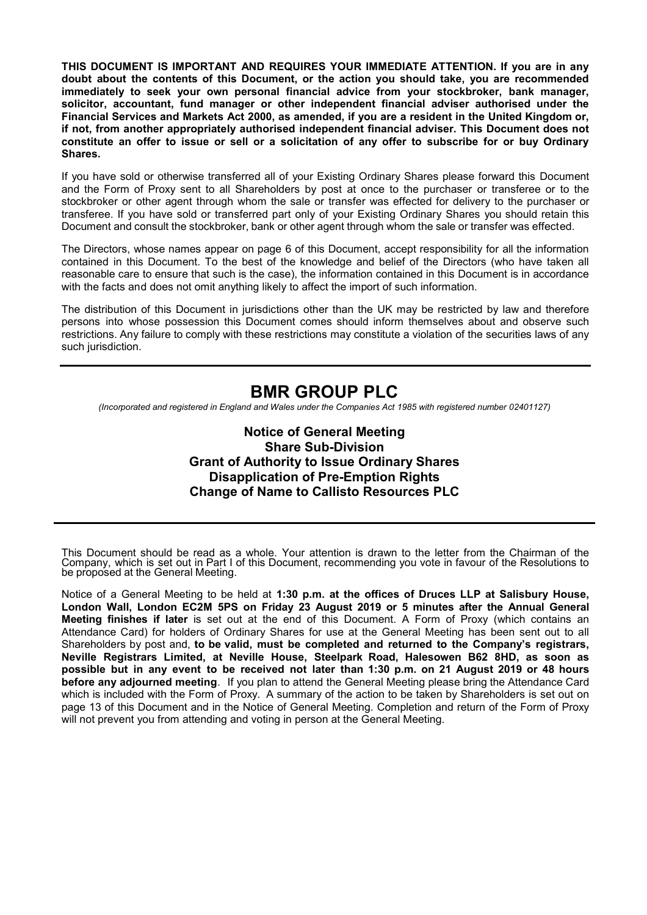**THIS DOCUMENT IS IMPORTANT AND REQUIRES YOUR IMMEDIATE ATTENTION. If you are in any doubt about the contents of this Document, or the action you should take, you are recommended immediately to seek your own personal financial advice from your stockbroker, bank manager, solicitor, accountant, fund manager or other independent financial adviser authorised under the Financial Services and Markets Act 2000, as amended, if you are a resident in the United Kingdom or, if not, from another appropriately authorised independent financial adviser. This Document does not constitute an offer to issue or sell or a solicitation of any offer to subscribe for or buy Ordinary Shares.**

If you have sold or otherwise transferred all of your Existing Ordinary Shares please forward this Document and the Form of Proxy sent to all Shareholders by post at once to the purchaser or transferee or to the stockbroker or other agent through whom the sale or transfer was effected for delivery to the purchaser or transferee. If you have sold or transferred part only of your Existing Ordinary Shares you should retain this Document and consult the stockbroker, bank or other agent through whom the sale or transfer was effected.

The Directors, whose names appear on page 6 of this Document, accept responsibility for all the information contained in this Document. To the best of the knowledge and belief of the Directors (who have taken all reasonable care to ensure that such is the case), the information contained in this Document is in accordance with the facts and does not omit anything likely to affect the import of such information.

The distribution of this Document in jurisdictions other than the UK may be restricted by law and therefore persons into whose possession this Document comes should inform themselves about and observe such restrictions. Any failure to comply with these restrictions may constitute a violation of the securities laws of any such jurisdiction.

---

# BMR GROUP PLC

*(Incorporated and registered in England and Wales under the Companies Act 1985 with registered number 02401127)*

## Notice of General Meeting
## Share Sub-Division
## Grant of Authority to Issue Ordinary Shares
## Disapplication of Pre-Emption Rights
## Change of Name to Callisto Resources PLC

---

This Document should be read as a whole. Your attention is drawn to the letter from the Chairman of the Company, which is set out in Part I of this Document, recommending you vote in favour of the Resolutions to be proposed at the General Meeting.

Notice of a General Meeting to be held at **1:30 p.m. at the offices of Druces LLP at Salisbury House, London Wall, London EC2M 5PS on Friday 23 August 2019 or 5 minutes after the Annual General Meeting finishes if later** is set out at the end of this Document. A Form of Proxy (which contains an Attendance Card) for holders of Ordinary Shares for use at the General Meeting has been sent out to all Shareholders by post and, **to be valid, must be completed and returned to the Company's registrars, Neville Registrars Limited, at Neville House, Steelpark Road, Halesowen B62 8HD, as soon as possible but in any event to be received not later than 1:30 p.m. on 21 August 2019 or 48 hours before any adjourned meeting**. If you plan to attend the General Meeting please bring the Attendance Card which is included with the Form of Proxy. A summary of the action to be taken by Shareholders is set out on page 13 of this Document and in the Notice of General Meeting. Completion and return of the Form of Proxy will not prevent you from attending and voting in person at the General Meeting.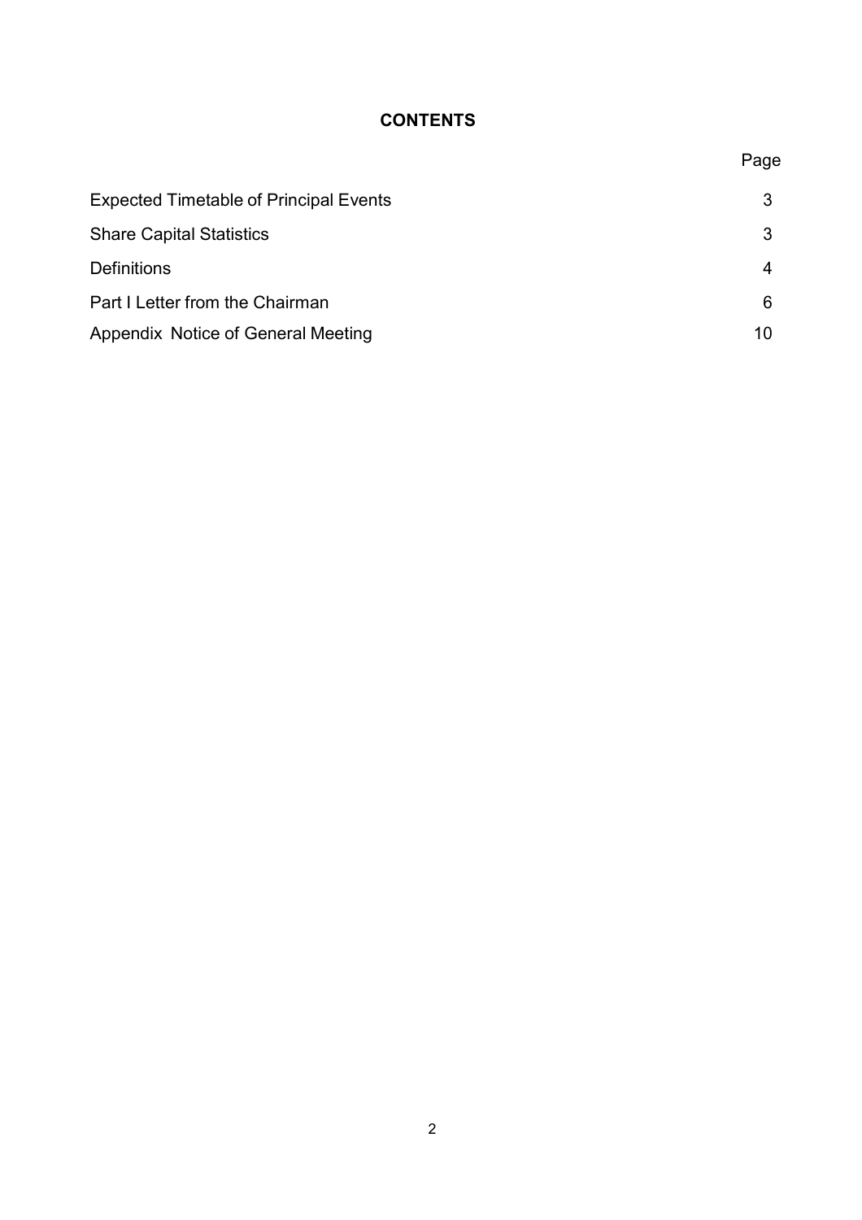# CONTENTS

| | Page |
|---|---|
| Expected Timetable of Principal Events | 3 |
| Share Capital Statistics | 3 |
| Definitions | 4 |
| Part I Letter from the Chairman | 6 |
| Appendix Notice of General Meeting | 10 |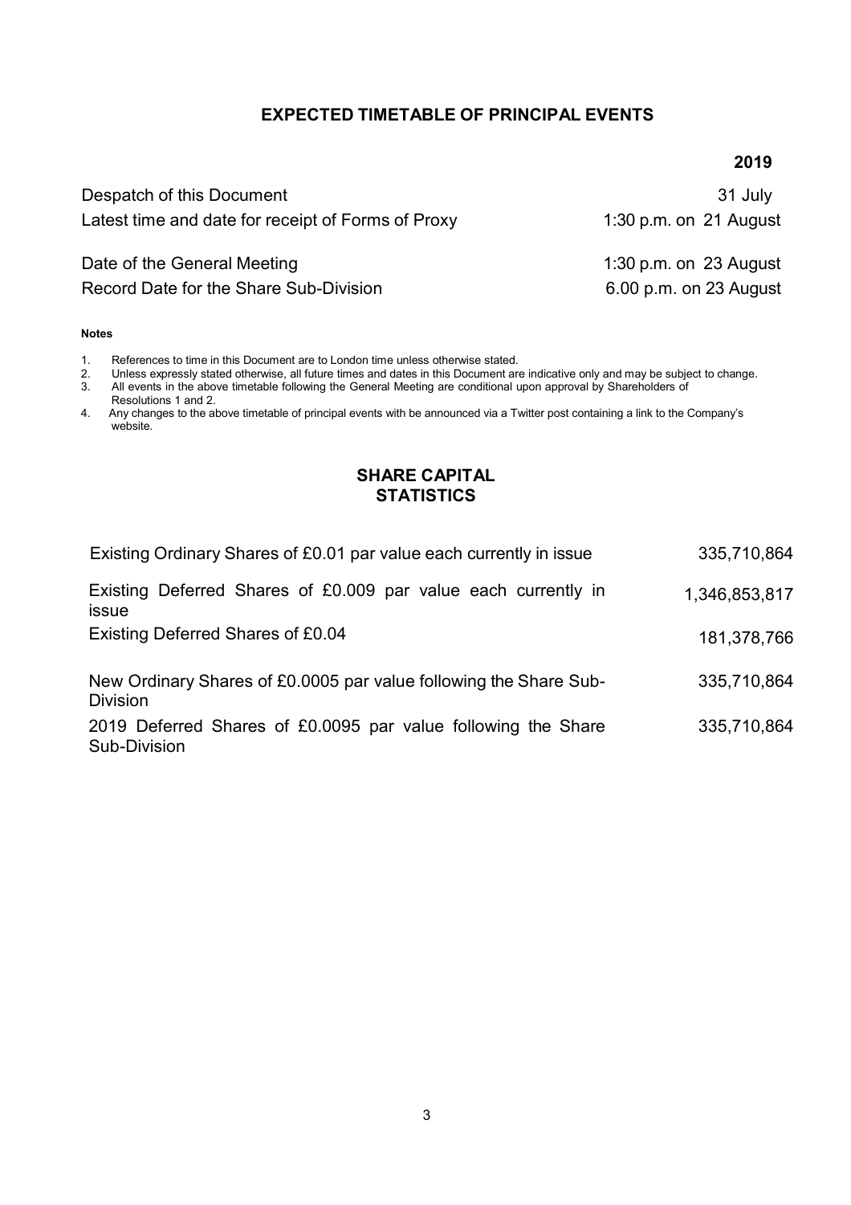## EXPECTED TIMETABLE OF PRINCIPAL EVENTS

| | 2019 |
|---|---|
| Despatch of this Document | 31 July |
| Latest time and date for receipt of Forms of Proxy | 1:30 p.m. on 21 August |
| Date of the General Meeting | 1:30 p.m. on 23 August |
| Record Date for the Share Sub-Division | 6.00 p.m. on 23 August |

**Notes**

1. References to time in this Document are to London time unless otherwise stated.
2. Unless expressly stated otherwise, all future times and dates in this Document are indicative only and may be subject to change.
3. All events in the above timetable following the General Meeting are conditional upon approval by Shareholders of Resolutions 1 and 2.
4. Any changes to the above timetable of principal events with be announced via a Twitter post containing a link to the Company's website.

## SHARE CAPITAL STATISTICS

| | |
|---|---|
| Existing Ordinary Shares of £0.01 par value each currently in issue | 335,710,864 |
| Existing Deferred Shares of £0.009 par value each currently in issue | 1,346,853,817 |
| Existing Deferred Shares of £0.04 | 181,378,766 |
| New Ordinary Shares of £0.0005 par value following the Share Sub-Division | 335,710,864 |
| 2019 Deferred Shares of £0.0095 par value following the Share Sub-Division | 335,710,864 |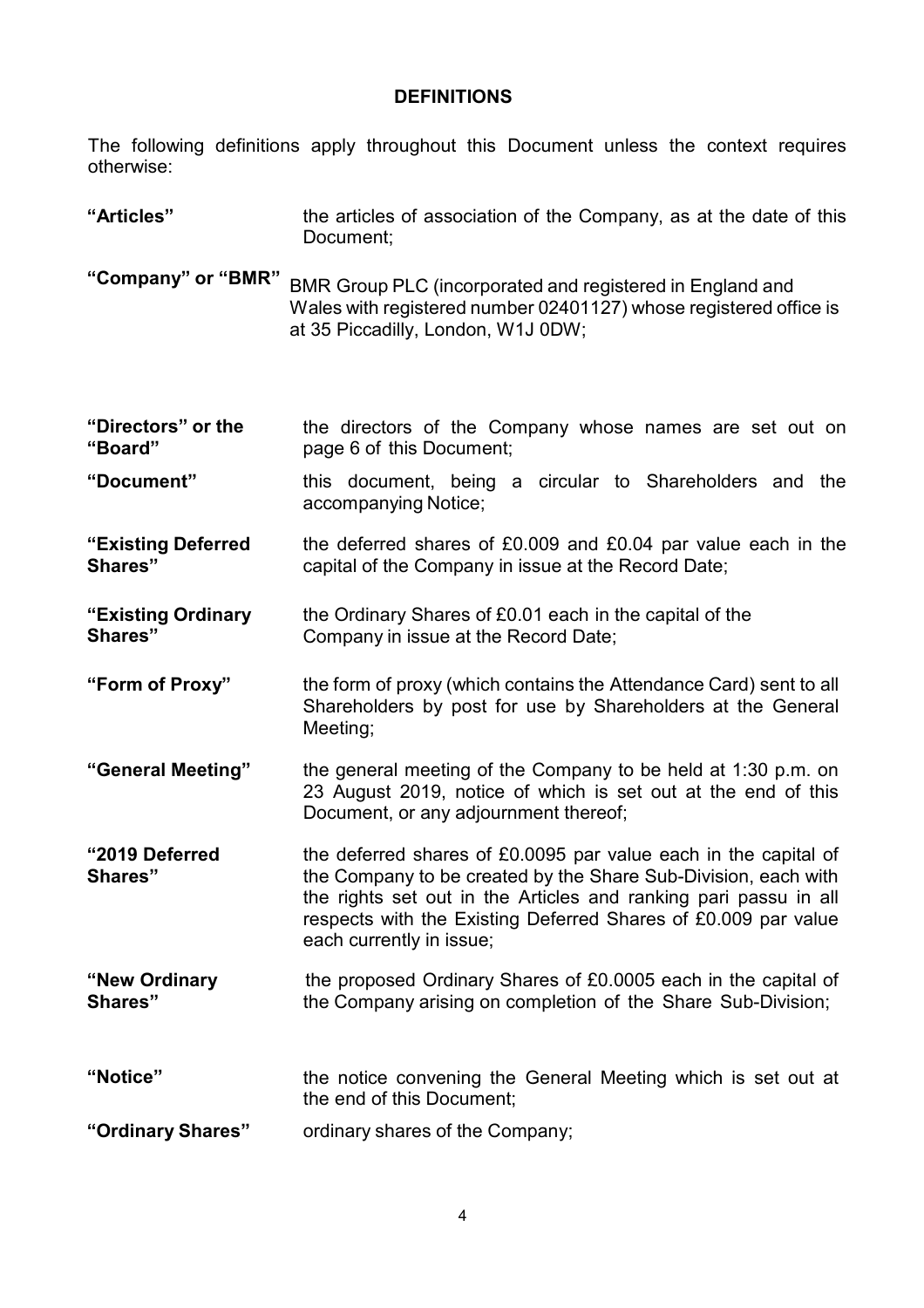## DEFINITIONS

The following definitions apply throughout this Document unless the context requires otherwise:

| | |
|---|---|
| **"Articles"** | the articles of association of the Company, as at the date of this Document; |
| **"Company" or "BMR"** | BMR Group PLC (incorporated and registered in England and Wales with registered number 02401127) whose registered office is at 35 Piccadilly, London, W1J 0DW; |
| **"Directors" or the "Board"** | the directors of the Company whose names are set out on page 6 of this Document; |
| **"Document"** | this document, being a circular to Shareholders and the accompanying Notice; |
| **"Existing Deferred Shares"** | the deferred shares of £0.009 and £0.04 par value each in the capital of the Company in issue at the Record Date; |
| **"Existing Ordinary Shares"** | the Ordinary Shares of £0.01 each in the capital of the Company in issue at the Record Date; |
| **"Form of Proxy"** | the form of proxy (which contains the Attendance Card) sent to all Shareholders by post for use by Shareholders at the General Meeting; |
| **"General Meeting"** | the general meeting of the Company to be held at 1:30 p.m. on 23 August 2019, notice of which is set out at the end of this Document, or any adjournment thereof; |
| **"2019 Deferred Shares"** | the deferred shares of £0.0095 par value each in the capital of the Company to be created by the Share Sub-Division, each with the rights set out in the Articles and ranking pari passu in all respects with the Existing Deferred Shares of £0.009 par value each currently in issue; |
| **"New Ordinary Shares"** | the proposed Ordinary Shares of £0.0005 each in the capital of the Company arising on completion of the Share Sub-Division; |
| **"Notice"** | the notice convening the General Meeting which is set out at the end of this Document; |
| **"Ordinary Shares"** | ordinary shares of the Company; |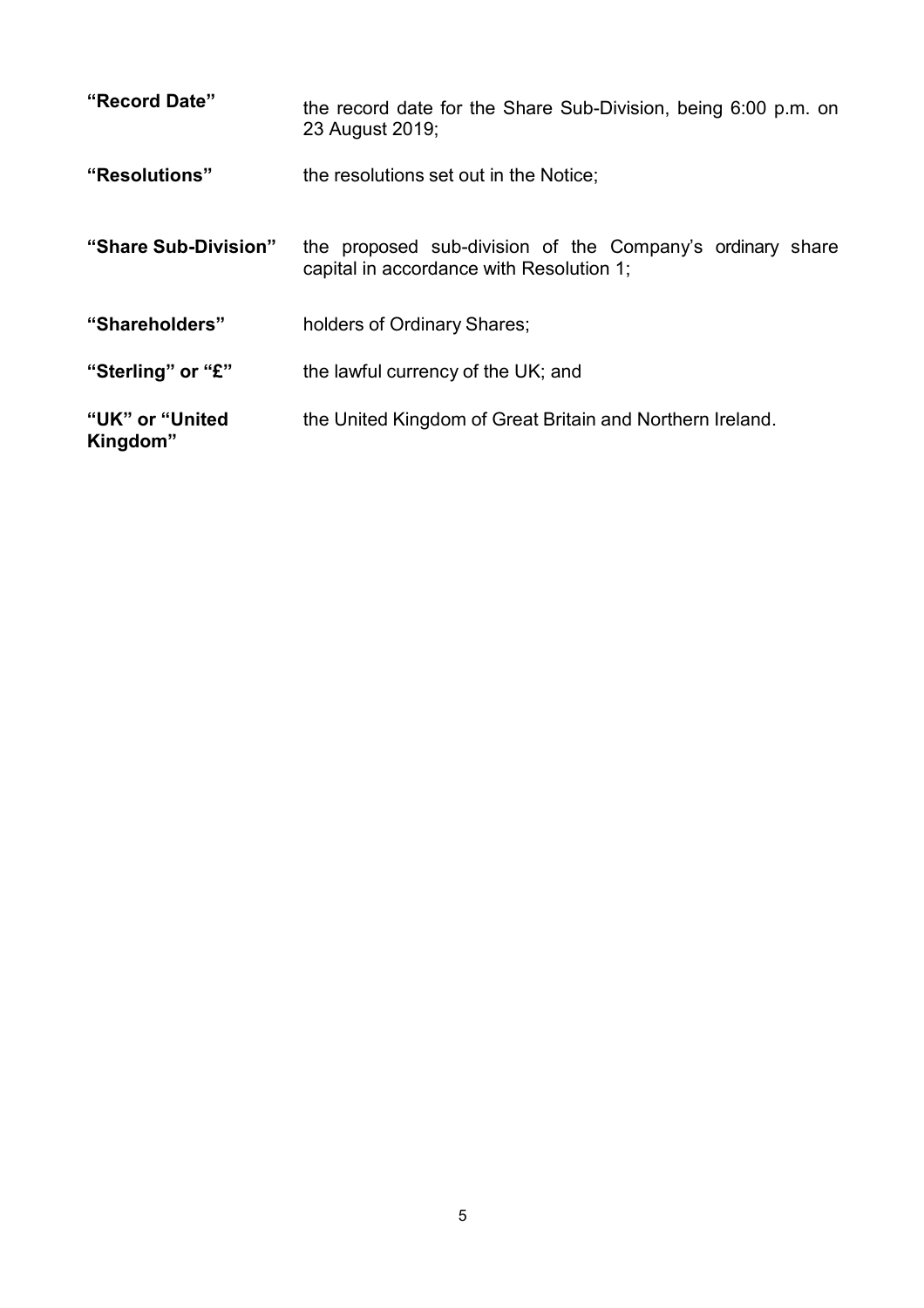| | |
|---|---|
| **"Record Date"** | the record date for the Share Sub-Division, being 6:00 p.m. on 23 August 2019; |
| **"Resolutions"** | the resolutions set out in the Notice; |
| **"Share Sub-Division"** | the proposed sub-division of the Company's ordinary share capital in accordance with Resolution 1; |
| **"Shareholders"** | holders of Ordinary Shares; |
| **"Sterling" or "£"** | the lawful currency of the UK; and |
| **"UK" or "United Kingdom"** | the United Kingdom of Great Britain and Northern Ireland. |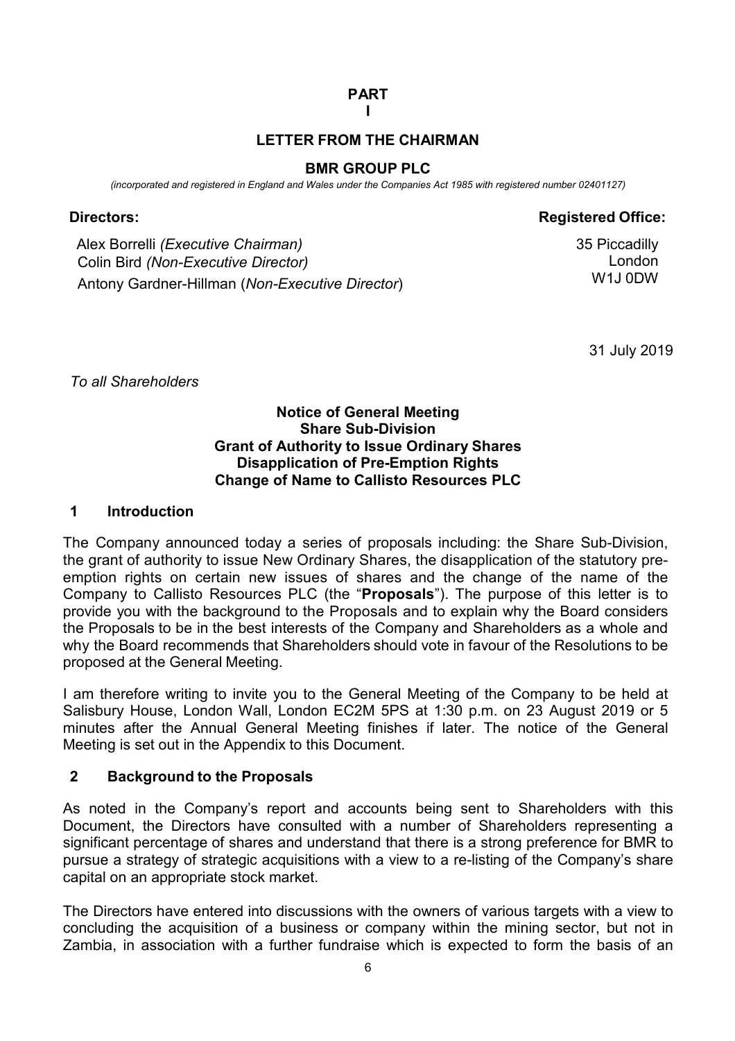# PART I

## LETTER FROM THE CHAIRMAN

## BMR GROUP PLC

*(incorporated and registered in England and Wales under the Companies Act 1985 with registered number 02401127)*

**Directors:**

Alex Borrelli *(Executive Chairman)*
Colin Bird *(Non-Executive Director)*
Antony Gardner-Hillman (*Non-Executive Director*)

**Registered Office:**

35 Piccadilly
London
W1J 0DW

31 July 2019

*To all Shareholders*

**Notice of General Meeting**
**Share Sub-Division**
**Grant of Authority to Issue Ordinary Shares**
**Disapplication of Pre-Emption Rights**
**Change of Name to Callisto Resources PLC**

### 1 Introduction

The Company announced today a series of proposals including: the Share Sub-Division, the grant of authority to issue New Ordinary Shares, the disapplication of the statutory pre-emption rights on certain new issues of shares and the change of the name of the Company to Callisto Resources PLC (the "**Proposals**"). The purpose of this letter is to provide you with the background to the Proposals and to explain why the Board considers the Proposals to be in the best interests of the Company and Shareholders as a whole and why the Board recommends that Shareholders should vote in favour of the Resolutions to be proposed at the General Meeting.

I am therefore writing to invite you to the General Meeting of the Company to be held at Salisbury House, London Wall, London EC2M 5PS at 1:30 p.m. on 23 August 2019 or 5 minutes after the Annual General Meeting finishes if later. The notice of the General Meeting is set out in the Appendix to this Document.

### 2 Background to the Proposals

As noted in the Company's report and accounts being sent to Shareholders with this Document, the Directors have consulted with a number of Shareholders representing a significant percentage of shares and understand that there is a strong preference for BMR to pursue a strategy of strategic acquisitions with a view to a re-listing of the Company's share capital on an appropriate stock market.

The Directors have entered into discussions with the owners of various targets with a view to concluding the acquisition of a business or company within the mining sector, but not in Zambia, in association with a further fundraise which is expected to form the basis of an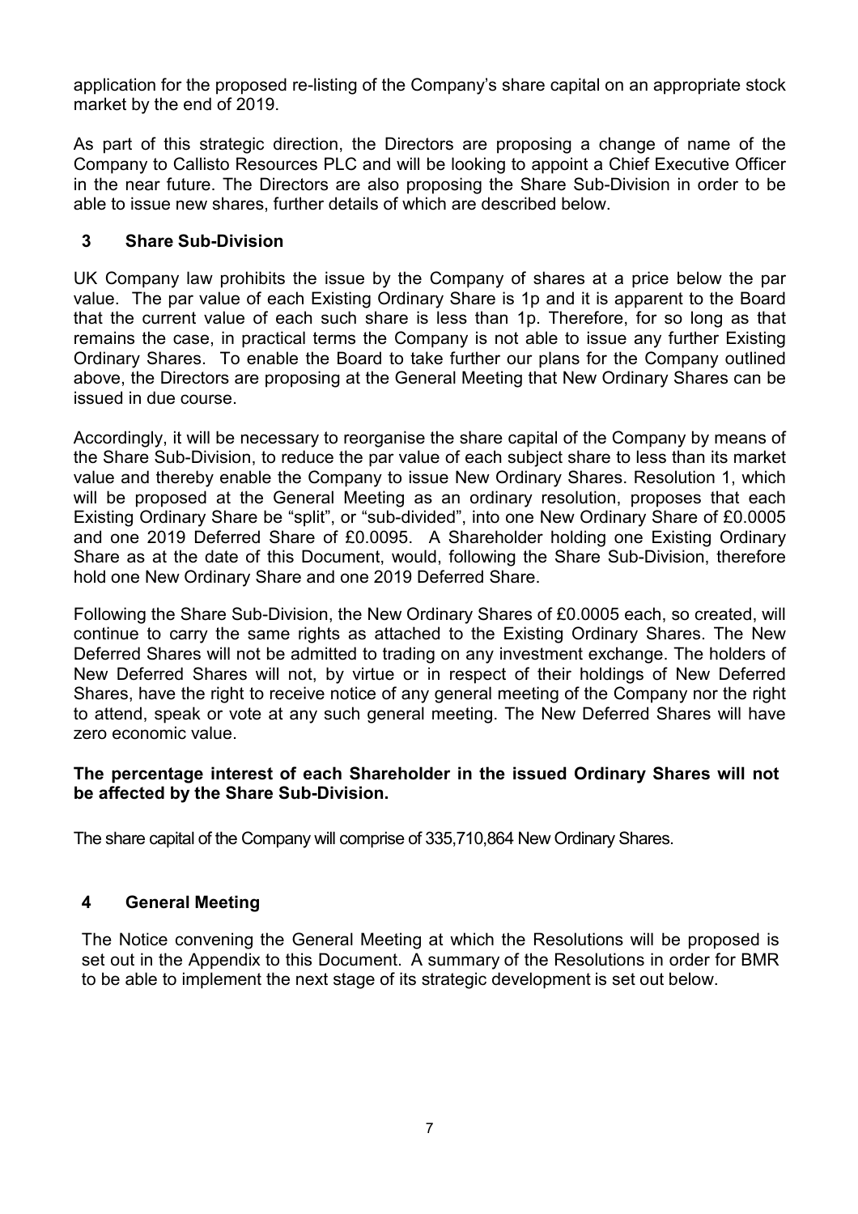application for the proposed re-listing of the Company's share capital on an appropriate stock market by the end of 2019.

As part of this strategic direction, the Directors are proposing a change of name of the Company to Callisto Resources PLC and will be looking to appoint a Chief Executive Officer in the near future. The Directors are also proposing the Share Sub-Division in order to be able to issue new shares, further details of which are described below.

## 3 Share Sub-Division

UK Company law prohibits the issue by the Company of shares at a price below the par value. The par value of each Existing Ordinary Share is 1p and it is apparent to the Board that the current value of each such share is less than 1p. Therefore, for so long as that remains the case, in practical terms the Company is not able to issue any further Existing Ordinary Shares. To enable the Board to take further our plans for the Company outlined above, the Directors are proposing at the General Meeting that New Ordinary Shares can be issued in due course.

Accordingly, it will be necessary to reorganise the share capital of the Company by means of the Share Sub-Division, to reduce the par value of each subject share to less than its market value and thereby enable the Company to issue New Ordinary Shares. Resolution 1, which will be proposed at the General Meeting as an ordinary resolution, proposes that each Existing Ordinary Share be "split", or "sub-divided", into one New Ordinary Share of £0.0005 and one 2019 Deferred Share of £0.0095. A Shareholder holding one Existing Ordinary Share as at the date of this Document, would, following the Share Sub-Division, therefore hold one New Ordinary Share and one 2019 Deferred Share.

Following the Share Sub-Division, the New Ordinary Shares of £0.0005 each, so created, will continue to carry the same rights as attached to the Existing Ordinary Shares. The New Deferred Shares will not be admitted to trading on any investment exchange. The holders of New Deferred Shares will not, by virtue or in respect of their holdings of New Deferred Shares, have the right to receive notice of any general meeting of the Company nor the right to attend, speak or vote at any such general meeting. The New Deferred Shares will have zero economic value.

**The percentage interest of each Shareholder in the issued Ordinary Shares will not be affected by the Share Sub-Division.**

The share capital of the Company will comprise of 335,710,864 New Ordinary Shares.

## 4 General Meeting

The Notice convening the General Meeting at which the Resolutions will be proposed is set out in the Appendix to this Document. A summary of the Resolutions in order for BMR to be able to implement the next stage of its strategic development is set out below.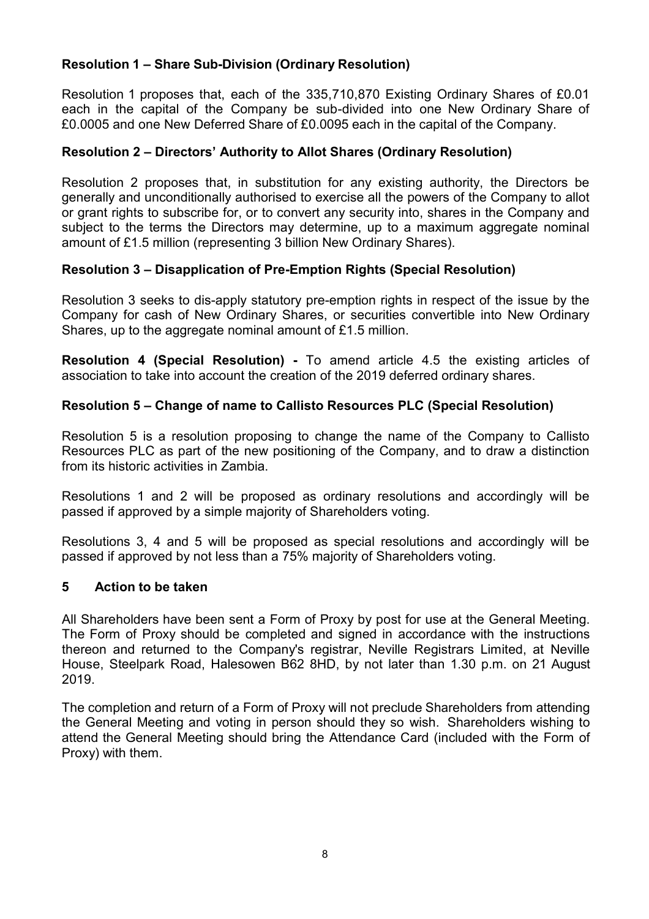**Resolution 1 – Share Sub-Division (Ordinary Resolution)**

Resolution 1 proposes that, each of the 335,710,870 Existing Ordinary Shares of £0.01 each in the capital of the Company be sub-divided into one New Ordinary Share of £0.0005 and one New Deferred Share of £0.0095 each in the capital of the Company.

**Resolution 2 – Directors' Authority to Allot Shares (Ordinary Resolution)**

Resolution 2 proposes that, in substitution for any existing authority, the Directors be generally and unconditionally authorised to exercise all the powers of the Company to allot or grant rights to subscribe for, or to convert any security into, shares in the Company and subject to the terms the Directors may determine, up to a maximum aggregate nominal amount of £1.5 million (representing 3 billion New Ordinary Shares).

**Resolution 3 – Disapplication of Pre-Emption Rights (Special Resolution)**

Resolution 3 seeks to dis-apply statutory pre-emption rights in respect of the issue by the Company for cash of New Ordinary Shares, or securities convertible into New Ordinary Shares, up to the aggregate nominal amount of £1.5 million.

**Resolution 4 (Special Resolution) -** To amend article 4.5 the existing articles of association to take into account the creation of the 2019 deferred ordinary shares.

**Resolution 5 – Change of name to Callisto Resources PLC (Special Resolution)**

Resolution 5 is a resolution proposing to change the name of the Company to Callisto Resources PLC as part of the new positioning of the Company, and to draw a distinction from its historic activities in Zambia.

Resolutions 1 and 2 will be proposed as ordinary resolutions and accordingly will be passed if approved by a simple majority of Shareholders voting.

Resolutions 3, 4 and 5 will be proposed as special resolutions and accordingly will be passed if approved by not less than a 75% majority of Shareholders voting.

## 5 Action to be taken

All Shareholders have been sent a Form of Proxy by post for use at the General Meeting. The Form of Proxy should be completed and signed in accordance with the instructions thereon and returned to the Company's registrar, Neville Registrars Limited, at Neville House, Steelpark Road, Halesowen B62 8HD, by not later than 1.30 p.m. on 21 August 2019.

The completion and return of a Form of Proxy will not preclude Shareholders from attending the General Meeting and voting in person should they so wish. Shareholders wishing to attend the General Meeting should bring the Attendance Card (included with the Form of Proxy) with them.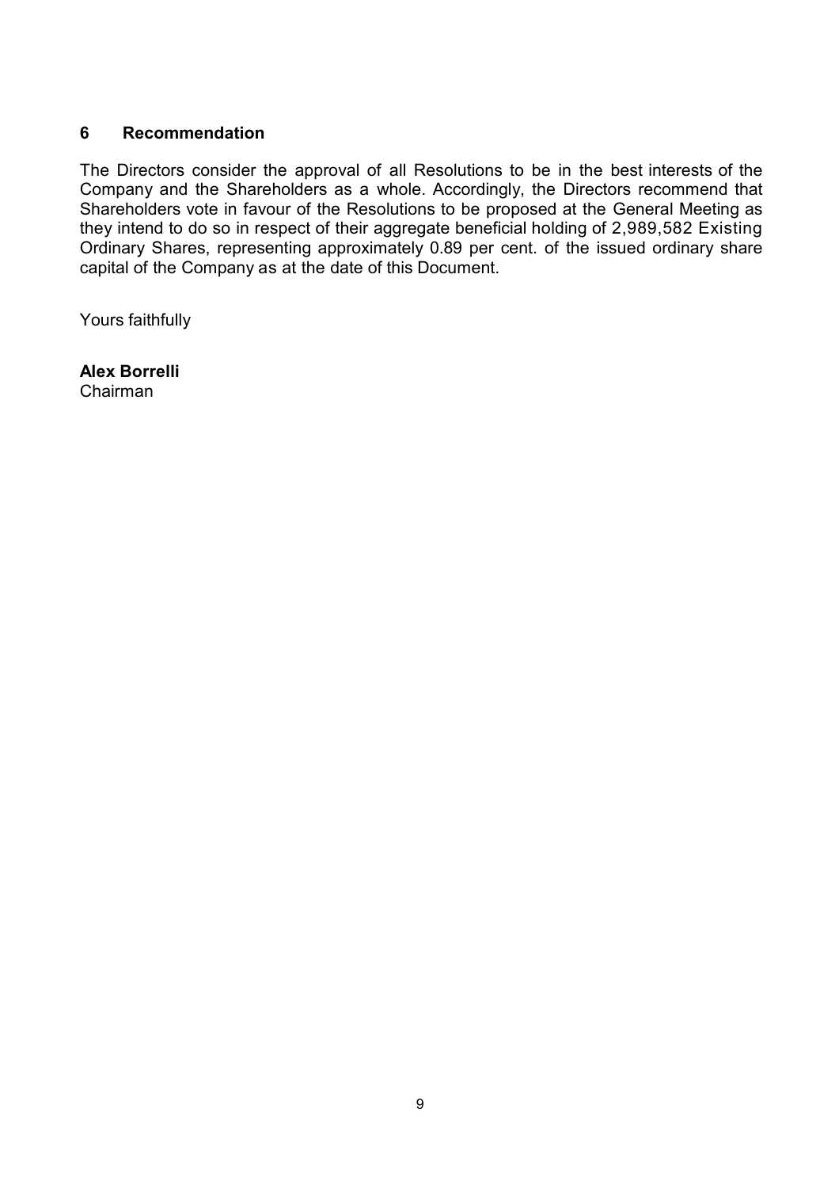## 6 Recommendation

The Directors consider the approval of all Resolutions to be in the best interests of the Company and the Shareholders as a whole. Accordingly, the Directors recommend that Shareholders vote in favour of the Resolutions to be proposed at the General Meeting as they intend to do so in respect of their aggregate beneficial holding of 2,989,582 Existing Ordinary Shares, representing approximately 0.89 per cent. of the issued ordinary share capital of the Company as at the date of this Document.

Yours faithfully

**Alex Borrelli**
Chairman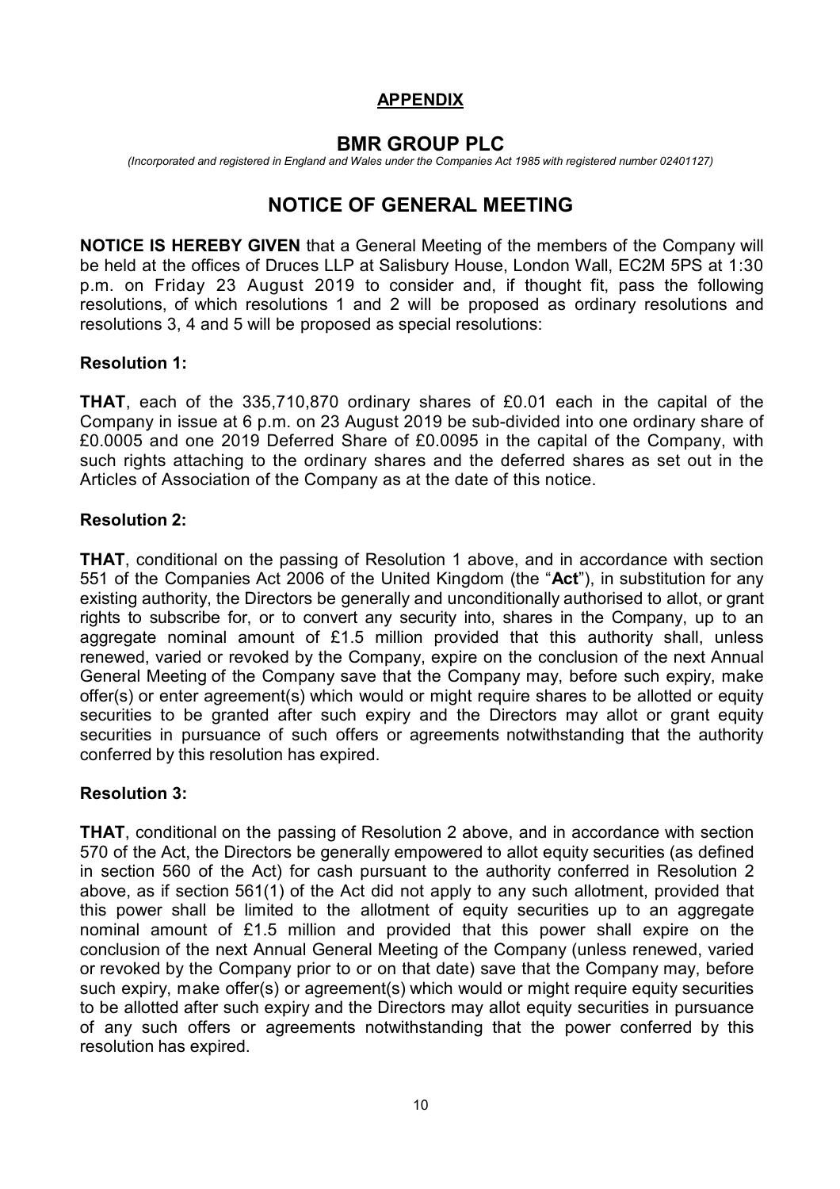## APPENDIX

# BMR GROUP PLC

*(Incorporated and registered in England and Wales under the Companies Act 1985 with registered number 02401127)*

# NOTICE OF GENERAL MEETING

**NOTICE IS HEREBY GIVEN** that a General Meeting of the members of the Company will be held at the offices of Druces LLP at Salisbury House, London Wall, EC2M 5PS at 1:30 p.m. on Friday 23 August 2019 to consider and, if thought fit, pass the following resolutions, of which resolutions 1 and 2 will be proposed as ordinary resolutions and resolutions 3, 4 and 5 will be proposed as special resolutions:

### Resolution 1:

**THAT**, each of the 335,710,870 ordinary shares of £0.01 each in the capital of the Company in issue at 6 p.m. on 23 August 2019 be sub-divided into one ordinary share of £0.0005 and one 2019 Deferred Share of £0.0095 in the capital of the Company, with such rights attaching to the ordinary shares and the deferred shares as set out in the Articles of Association of the Company as at the date of this notice.

### Resolution 2:

**THAT**, conditional on the passing of Resolution 1 above, and in accordance with section 551 of the Companies Act 2006 of the United Kingdom (the "**Act**"), in substitution for any existing authority, the Directors be generally and unconditionally authorised to allot, or grant rights to subscribe for, or to convert any security into, shares in the Company, up to an aggregate nominal amount of £1.5 million provided that this authority shall, unless renewed, varied or revoked by the Company, expire on the conclusion of the next Annual General Meeting of the Company save that the Company may, before such expiry, make offer(s) or enter agreement(s) which would or might require shares to be allotted or equity securities to be granted after such expiry and the Directors may allot or grant equity securities in pursuance of such offers or agreements notwithstanding that the authority conferred by this resolution has expired.

### Resolution 3:

**THAT**, conditional on the passing of Resolution 2 above, and in accordance with section 570 of the Act, the Directors be generally empowered to allot equity securities (as defined in section 560 of the Act) for cash pursuant to the authority conferred in Resolution 2 above, as if section 561(1) of the Act did not apply to any such allotment, provided that this power shall be limited to the allotment of equity securities up to an aggregate nominal amount of £1.5 million and provided that this power shall expire on the conclusion of the next Annual General Meeting of the Company (unless renewed, varied or revoked by the Company prior to or on that date) save that the Company may, before such expiry, make offer(s) or agreement(s) which would or might require equity securities to be allotted after such expiry and the Directors may allot equity securities in pursuance of any such offers or agreements notwithstanding that the power conferred by this resolution has expired.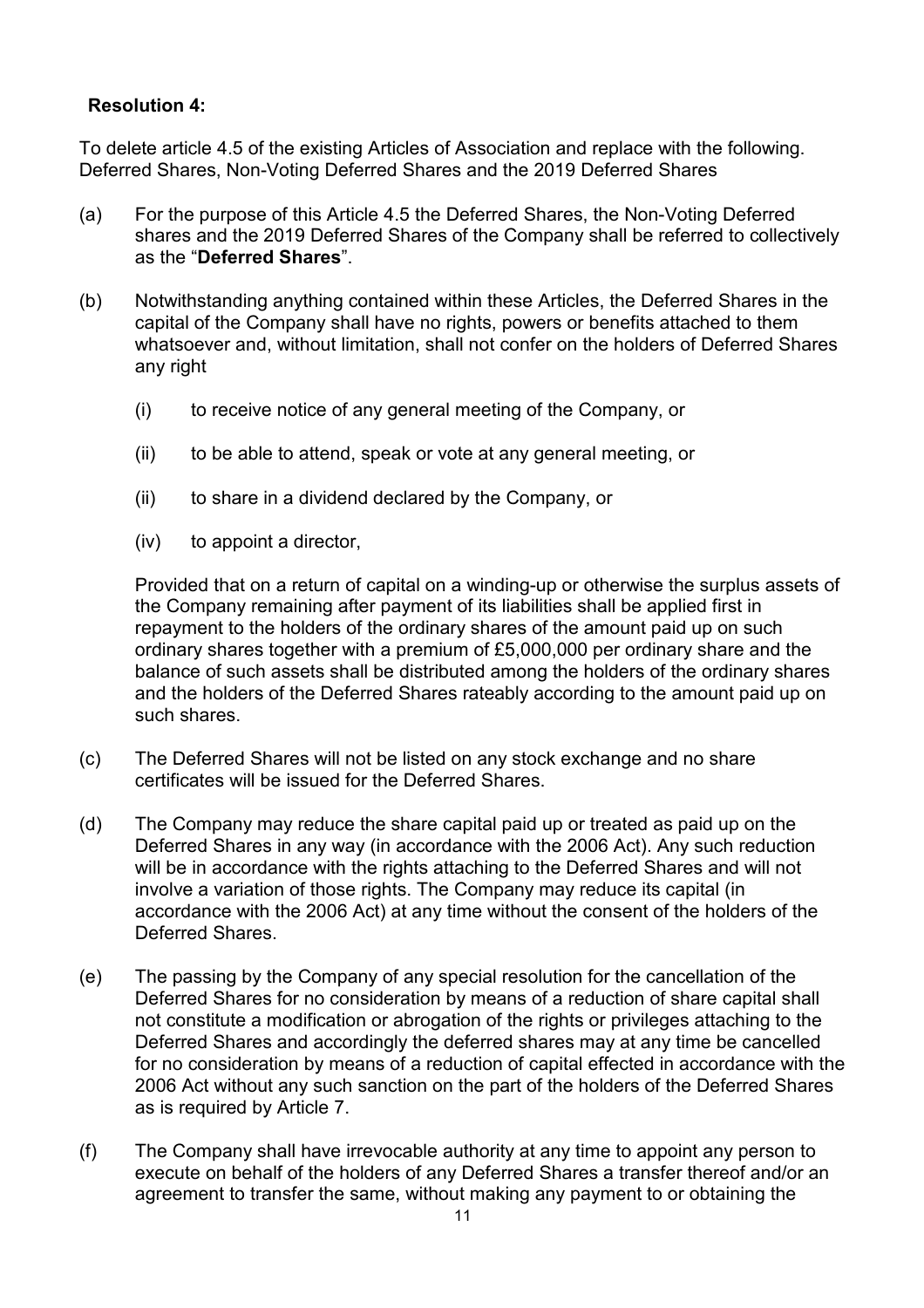**Resolution 4:**

To delete article 4.5 of the existing Articles of Association and replace with the following. Deferred Shares, Non-Voting Deferred Shares and the 2019 Deferred Shares

(a) For the purpose of this Article 4.5 the Deferred Shares, the Non-Voting Deferred shares and the 2019 Deferred Shares of the Company shall be referred to collectively as the "**Deferred Shares**".

(b) Notwithstanding anything contained within these Articles, the Deferred Shares in the capital of the Company shall have no rights, powers or benefits attached to them whatsoever and, without limitation, shall not confer on the holders of Deferred Shares any right

  (i) to receive notice of any general meeting of the Company, or

  (ii) to be able to attend, speak or vote at any general meeting, or

  (ii) to share in a dividend declared by the Company, or

  (iv) to appoint a director,

  Provided that on a return of capital on a winding-up or otherwise the surplus assets of the Company remaining after payment of its liabilities shall be applied first in repayment to the holders of the ordinary shares of the amount paid up on such ordinary shares together with a premium of £5,000,000 per ordinary share and the balance of such assets shall be distributed among the holders of the ordinary shares and the holders of the Deferred Shares rateably according to the amount paid up on such shares.

(c) The Deferred Shares will not be listed on any stock exchange and no share certificates will be issued for the Deferred Shares.

(d) The Company may reduce the share capital paid up or treated as paid up on the Deferred Shares in any way (in accordance with the 2006 Act). Any such reduction will be in accordance with the rights attaching to the Deferred Shares and will not involve a variation of those rights. The Company may reduce its capital (in accordance with the 2006 Act) at any time without the consent of the holders of the Deferred Shares.

(e) The passing by the Company of any special resolution for the cancellation of the Deferred Shares for no consideration by means of a reduction of share capital shall not constitute a modification or abrogation of the rights or privileges attaching to the Deferred Shares and accordingly the deferred shares may at any time be cancelled for no consideration by means of a reduction of capital effected in accordance with the 2006 Act without any such sanction on the part of the holders of the Deferred Shares as is required by Article 7.

(f) The Company shall have irrevocable authority at any time to appoint any person to execute on behalf of the holders of any Deferred Shares a transfer thereof and/or an agreement to transfer the same, without making any payment to or obtaining the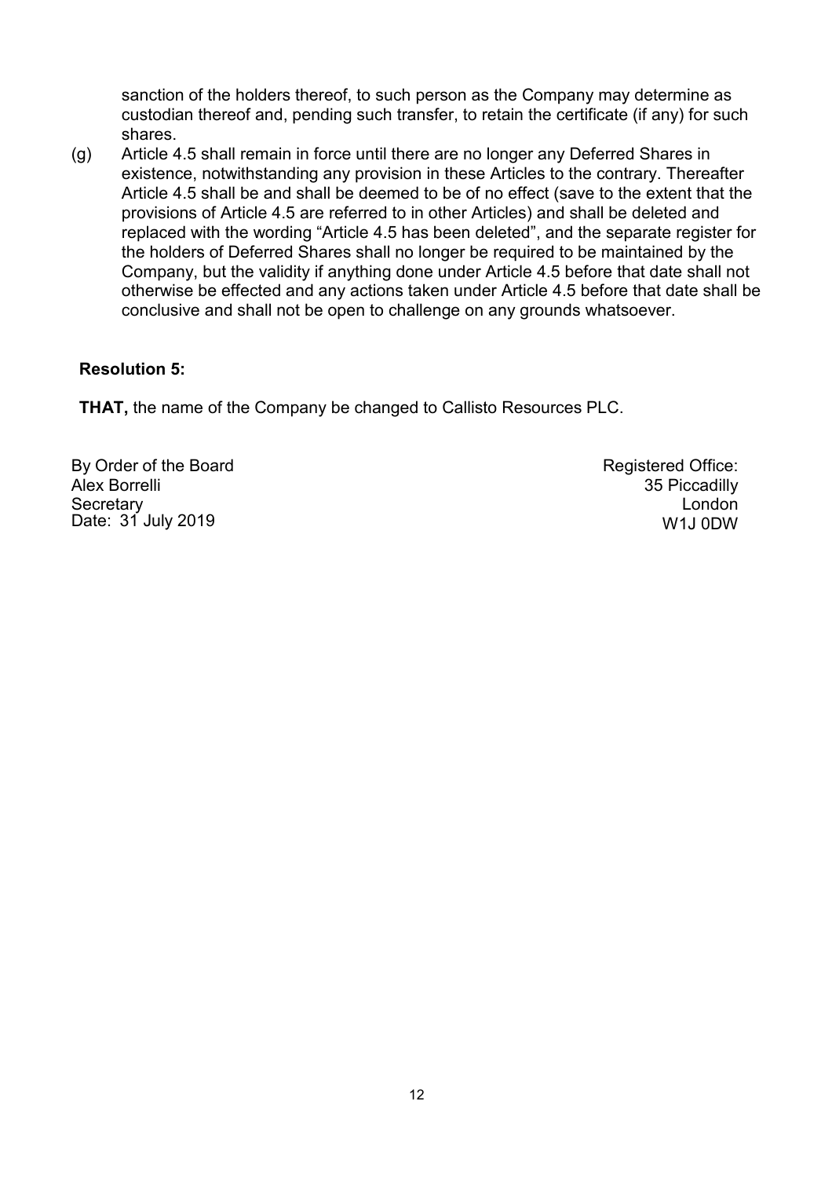sanction of the holders thereof, to such person as the Company may determine as custodian thereof and, pending such transfer, to retain the certificate (if any) for such shares.

(g) Article 4.5 shall remain in force until there are no longer any Deferred Shares in existence, notwithstanding any provision in these Articles to the contrary. Thereafter Article 4.5 shall be and shall be deemed to be of no effect (save to the extent that the provisions of Article 4.5 are referred to in other Articles) and shall be deleted and replaced with the wording "Article 4.5 has been deleted", and the separate register for the holders of Deferred Shares shall no longer be required to be maintained by the Company, but the validity if anything done under Article 4.5 before that date shall not otherwise be effected and any actions taken under Article 4.5 before that date shall be conclusive and shall not be open to challenge on any grounds whatsoever.

**Resolution 5:**

**THAT,** the name of the Company be changed to Callisto Resources PLC.

By Order of the Board
Alex Borrelli
Secretary
Date: 31 July 2019

Registered Office:
35 Piccadilly
London
W1J 0DW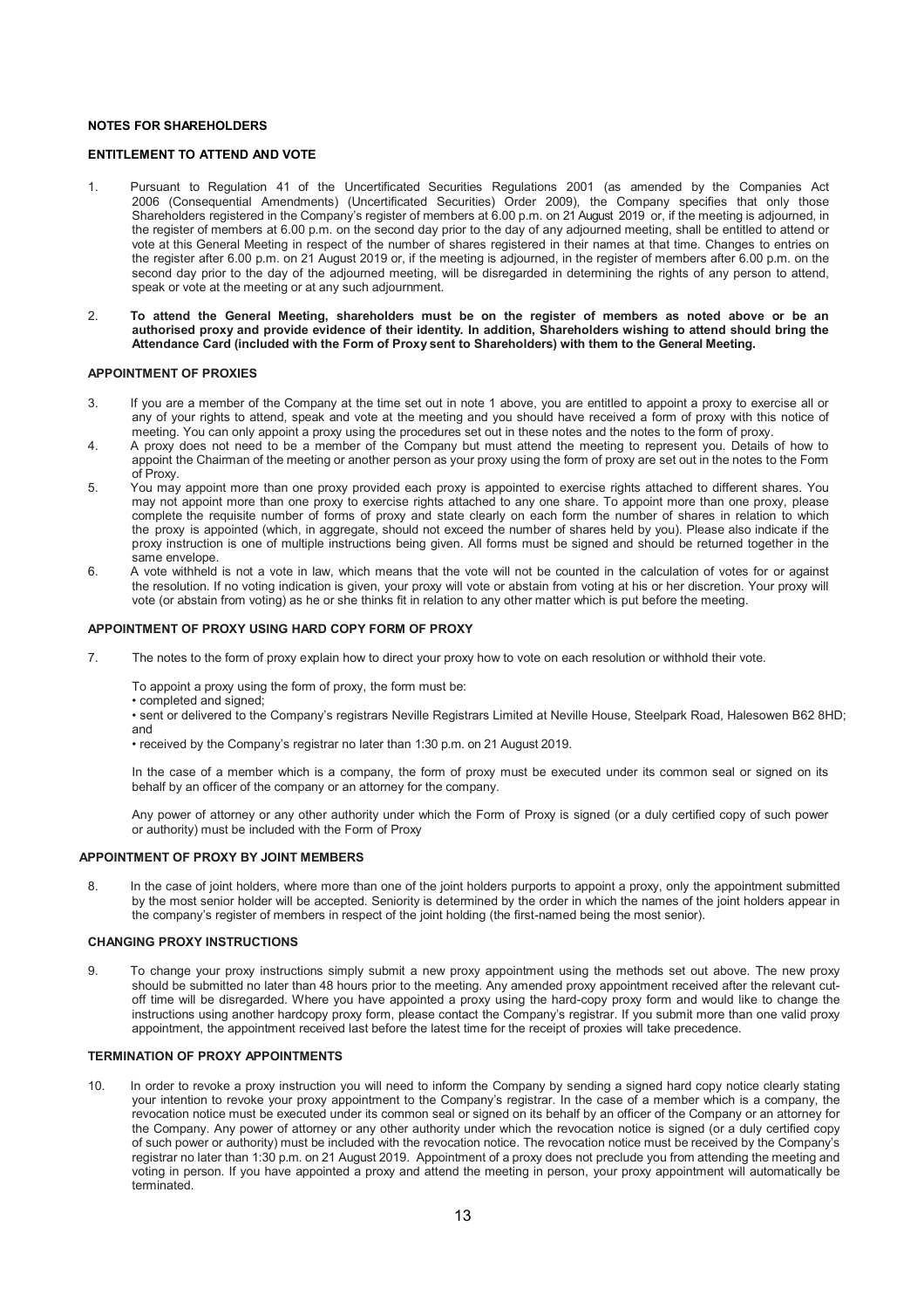**NOTES FOR SHAREHOLDERS**

**ENTITLEMENT TO ATTEND AND VOTE**

1. Pursuant to Regulation 41 of the Uncertificated Securities Regulations 2001 (as amended by the Companies Act 2006 (Consequential Amendments) (Uncertificated Securities) Order 2009), the Company specifies that only those Shareholders registered in the Company's register of members at 6.00 p.m. on 21 August 2019 or, if the meeting is adjourned, in the register of members at 6.00 p.m. on the second day prior to the day of any adjourned meeting, shall be entitled to attend or vote at this General Meeting in respect of the number of shares registered in their names at that time. Changes to entries on the register after 6.00 p.m. on 21 August 2019 or, if the meeting is adjourned, in the register of members after 6.00 p.m. on the second day prior to the day of the adjourned meeting, will be disregarded in determining the rights of any person to attend, speak or vote at the meeting or at any such adjournment.

2. **To attend the General Meeting, shareholders must be on the register of members as noted above or be an authorised proxy and provide evidence of their identity. In addition, Shareholders wishing to attend should bring the Attendance Card (included with the Form of Proxy sent to Shareholders) with them to the General Meeting.**

**APPOINTMENT OF PROXIES**

3. If you are a member of the Company at the time set out in note 1 above, you are entitled to appoint a proxy to exercise all or any of your rights to attend, speak and vote at the meeting and you should have received a form of proxy with this notice of meeting. You can only appoint a proxy using the procedures set out in these notes and the notes to the form of proxy.
4. A proxy does not need to be a member of the Company but must attend the meeting to represent you. Details of how to appoint the Chairman of the meeting or another person as your proxy using the form of proxy are set out in the notes to the Form of Proxy.
5. You may appoint more than one proxy provided each proxy is appointed to exercise rights attached to different shares. You may not appoint more than one proxy to exercise rights attached to any one share. To appoint more than one proxy, please complete the requisite number of forms of proxy and state clearly on each form the number of shares in relation to which the proxy is appointed (which, in aggregate, should not exceed the number of shares held by you). Please also indicate if the proxy instruction is one of multiple instructions being given. All forms must be signed and should be returned together in the same envelope.
6. A vote withheld is not a vote in law, which means that the vote will not be counted in the calculation of votes for or against the resolution. If no voting indication is given, your proxy will vote or abstain from voting at his or her discretion. Your proxy will vote (or abstain from voting) as he or she thinks fit in relation to any other matter which is put before the meeting.

**APPOINTMENT OF PROXY USING HARD COPY FORM OF PROXY**

7. The notes to the form of proxy explain how to direct your proxy how to vote on each resolution or withhold their vote.

   To appoint a proxy using the form of proxy, the form must be:

   - completed and signed;
   - sent or delivered to the Company's registrars Neville Registrars Limited at Neville House, Steelpark Road, Halesowen B62 8HD; and
   - received by the Company's registrar no later than 1:30 p.m. on 21 August 2019.

   In the case of a member which is a company, the form of proxy must be executed under its common seal or signed on its behalf by an officer of the company or an attorney for the company.

   Any power of attorney or any other authority under which the Form of Proxy is signed (or a duly certified copy of such power or authority) must be included with the Form of Proxy

**APPOINTMENT OF PROXY BY JOINT MEMBERS**

8. In the case of joint holders, where more than one of the joint holders purports to appoint a proxy, only the appointment submitted by the most senior holder will be accepted. Seniority is determined by the order in which the names of the joint holders appear in the company's register of members in respect of the joint holding (the first-named being the most senior).

**CHANGING PROXY INSTRUCTIONS**

9. To change your proxy instructions simply submit a new proxy appointment using the methods set out above. The new proxy should be submitted no later than 48 hours prior to the meeting. Any amended proxy appointment received after the relevant cut-off time will be disregarded. Where you have appointed a proxy using the hard-copy proxy form and would like to change the instructions using another hardcopy proxy form, please contact the Company's registrar. If you submit more than one valid proxy appointment, the appointment received last before the latest time for the receipt of proxies will take precedence.

**TERMINATION OF PROXY APPOINTMENTS**

10. In order to revoke a proxy instruction you will need to inform the Company by sending a signed hard copy notice clearly stating your intention to revoke your proxy appointment to the Company's registrar. In the case of a member which is a company, the revocation notice must be executed under its common seal or signed on its behalf by an officer of the Company or an attorney for the Company. Any power of attorney or any other authority under which the revocation notice is signed (or a duly certified copy of such power or authority) must be included with the revocation notice. The revocation notice must be received by the Company's registrar no later than 1:30 p.m. on 21 August 2019. Appointment of a proxy does not preclude you from attending the meeting and voting in person. If you have appointed a proxy and attend the meeting in person, your proxy appointment will automatically be terminated.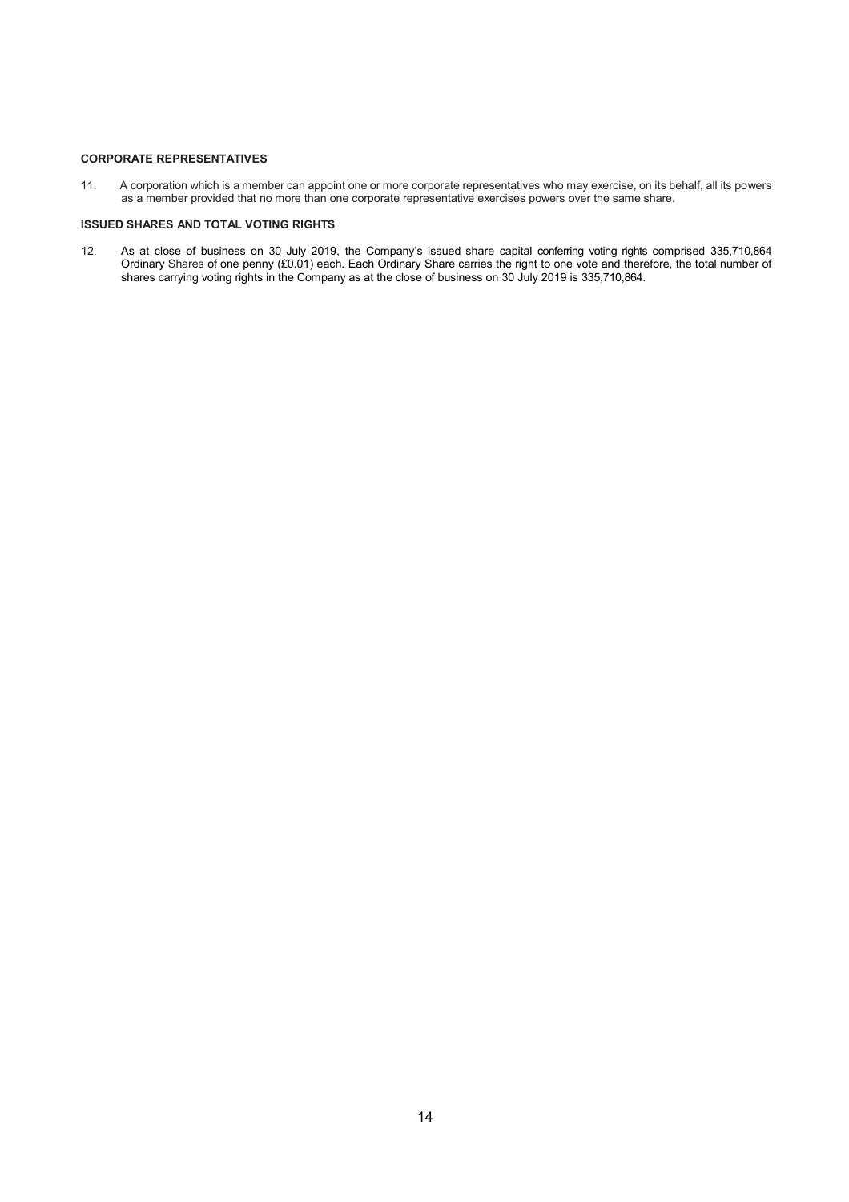**CORPORATE REPRESENTATIVES**

11. A corporation which is a member can appoint one or more corporate representatives who may exercise, on its behalf, all its powers as a member provided that no more than one corporate representative exercises powers over the same share.

**ISSUED SHARES AND TOTAL VOTING RIGHTS**

12. As at close of business on 30 July 2019, the Company's issued share capital conferring voting rights comprised 335,710,864 Ordinary Shares of one penny (£0.01) each. Each Ordinary Share carries the right to one vote and therefore, the total number of shares carrying voting rights in the Company as at the close of business on 30 July 2019 is 335,710,864.